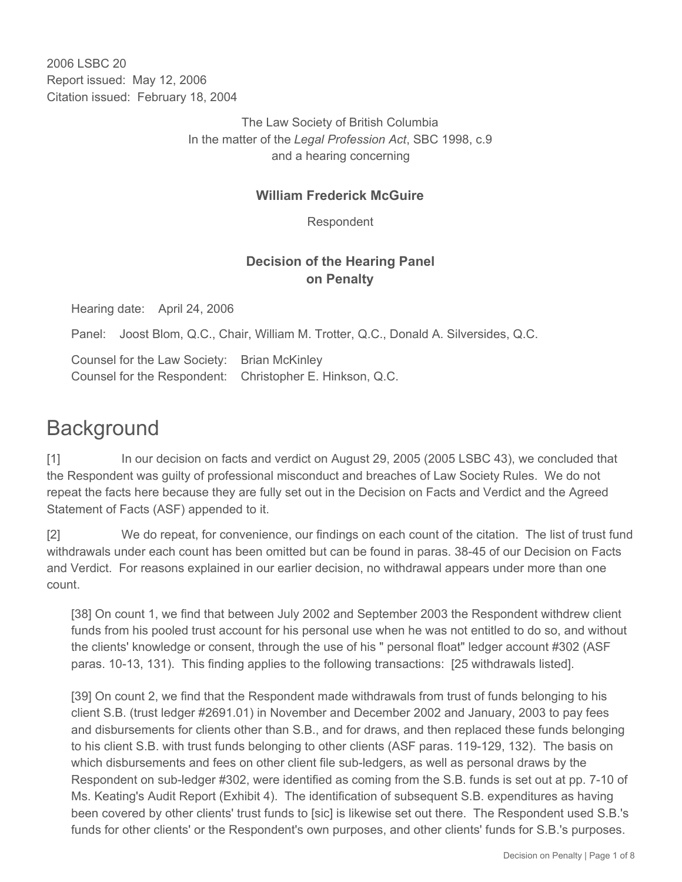2006 LSBC 20
Report issued: May 12, 2006
Citation issued: February 18, 2004

The Law Society of British Columbia
In the matter of the *Legal Profession Act*, SBC 1998, c.9
and a hearing concerning

**William Frederick McGuire**

Respondent

**Decision of the Hearing Panel on Penalty**

Hearing date: April 24, 2006

Panel: Joost Blom, Q.C., Chair, William M. Trotter, Q.C., Donald A. Silversides, Q.C.

Counsel for the Law Society: Brian McKinley
Counsel for the Respondent: Christopher E. Hinkson, Q.C.

# Background

[1] In our decision on facts and verdict on August 29, 2005 (2005 LSBC 43), we concluded that the Respondent was guilty of professional misconduct and breaches of Law Society Rules. We do not repeat the facts here because they are fully set out in the Decision on Facts and Verdict and the Agreed Statement of Facts (ASF) appended to it.

[2] We do repeat, for convenience, our findings on each count of the citation. The list of trust fund withdrawals under each count has been omitted but can be found in paras. 38-45 of our Decision on Facts and Verdict. For reasons explained in our earlier decision, no withdrawal appears under more than one count.

> [38] On count 1, we find that between July 2002 and September 2003 the Respondent withdrew client funds from his pooled trust account for his personal use when he was not entitled to do so, and without the clients' knowledge or consent, through the use of his " personal float" ledger account #302 (ASF paras. 10-13, 131). This finding applies to the following transactions: [25 withdrawals listed].
>
> [39] On count 2, we find that the Respondent made withdrawals from trust of funds belonging to his client S.B. (trust ledger #2691.01) in November and December 2002 and January, 2003 to pay fees and disbursements for clients other than S.B., and for draws, and then replaced these funds belonging to his client S.B. with trust funds belonging to other clients (ASF paras. 119-129, 132). The basis on which disbursements and fees on other client file sub-ledgers, as well as personal draws by the Respondent on sub-ledger #302, were identified as coming from the S.B. funds is set out at pp. 7-10 of Ms. Keating's Audit Report (Exhibit 4). The identification of subsequent S.B. expenditures as having been covered by other clients' trust funds to [sic] is likewise set out there. The Respondent used S.B.'s funds for other clients' or the Respondent's own purposes, and other clients' funds for S.B.'s purposes.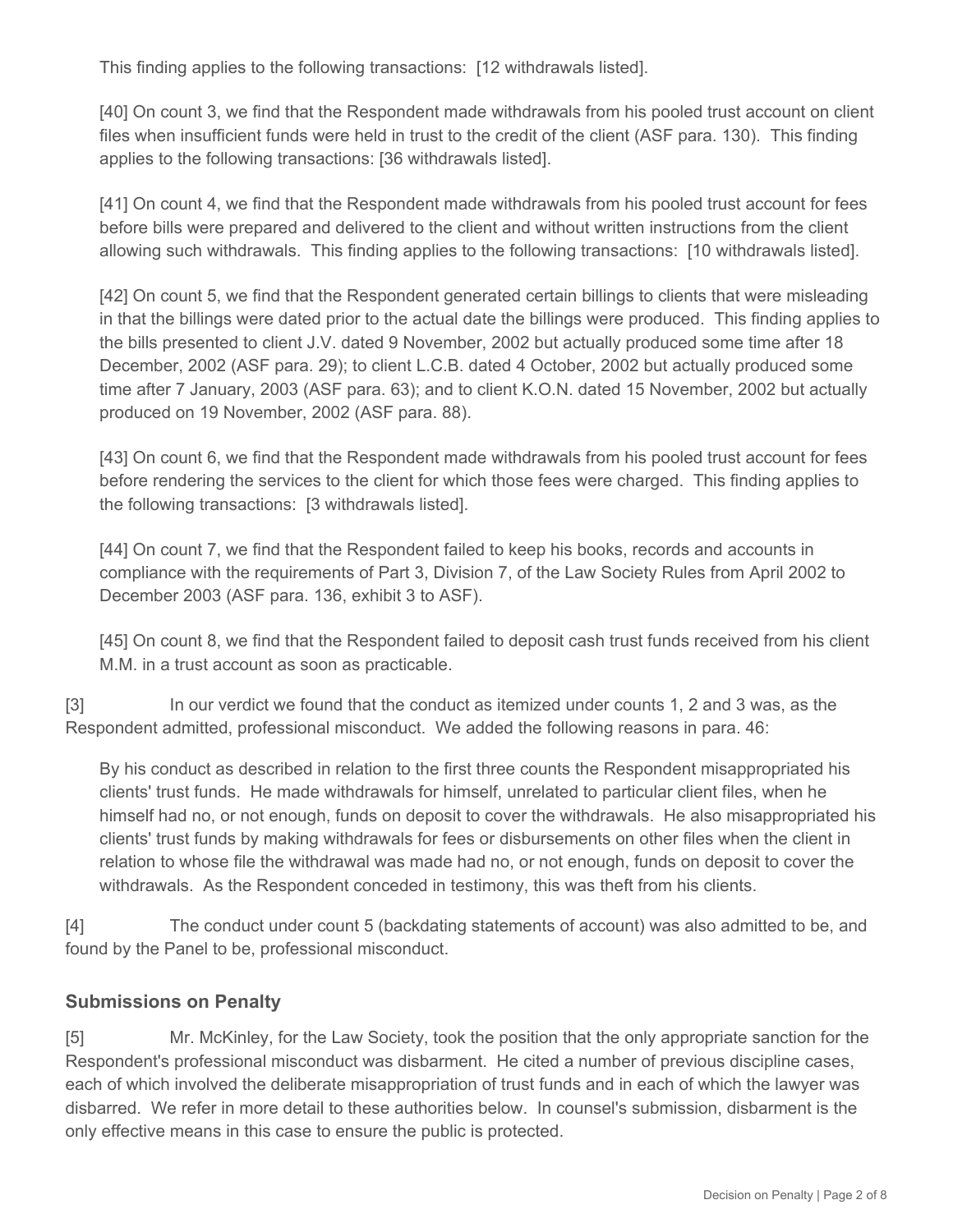This finding applies to the following transactions: [12 withdrawals listed].

> [40] On count 3, we find that the Respondent made withdrawals from his pooled trust account on client files when insufficient funds were held in trust to the credit of the client (ASF para. 130). This finding applies to the following transactions: [36 withdrawals listed].
>
> [41] On count 4, we find that the Respondent made withdrawals from his pooled trust account for fees before bills were prepared and delivered to the client and without written instructions from the client allowing such withdrawals. This finding applies to the following transactions: [10 withdrawals listed].
>
> [42] On count 5, we find that the Respondent generated certain billings to clients that were misleading in that the billings were dated prior to the actual date the billings were produced. This finding applies to the bills presented to client J.V. dated 9 November, 2002 but actually produced some time after 18 December, 2002 (ASF para. 29); to client L.C.B. dated 4 October, 2002 but actually produced some time after 7 January, 2003 (ASF para. 63); and to client K.O.N. dated 15 November, 2002 but actually produced on 19 November, 2002 (ASF para. 88).
>
> [43] On count 6, we find that the Respondent made withdrawals from his pooled trust account for fees before rendering the services to the client for which those fees were charged. This finding applies to the following transactions: [3 withdrawals listed].
>
> [44] On count 7, we find that the Respondent failed to keep his books, records and accounts in compliance with the requirements of Part 3, Division 7, of the Law Society Rules from April 2002 to December 2003 (ASF para. 136, exhibit 3 to ASF).
>
> [45] On count 8, we find that the Respondent failed to deposit cash trust funds received from his client M.M. in a trust account as soon as practicable.

[3] In our verdict we found that the conduct as itemized under counts 1, 2 and 3 was, as the Respondent admitted, professional misconduct. We added the following reasons in para. 46:

> By his conduct as described in relation to the first three counts the Respondent misappropriated his clients' trust funds. He made withdrawals for himself, unrelated to particular client files, when he himself had no, or not enough, funds on deposit to cover the withdrawals. He also misappropriated his clients' trust funds by making withdrawals for fees or disbursements on other files when the client in relation to whose file the withdrawal was made had no, or not enough, funds on deposit to cover the withdrawals. As the Respondent conceded in testimony, this was theft from his clients.

[4] The conduct under count 5 (backdating statements of account) was also admitted to be, and found by the Panel to be, professional misconduct.

## Submissions on Penalty

[5] Mr. McKinley, for the Law Society, took the position that the only appropriate sanction for the Respondent's professional misconduct was disbarment. He cited a number of previous discipline cases, each of which involved the deliberate misappropriation of trust funds and in each of which the lawyer was disbarred. We refer in more detail to these authorities below. In counsel's submission, disbarment is the only effective means in this case to ensure the public is protected.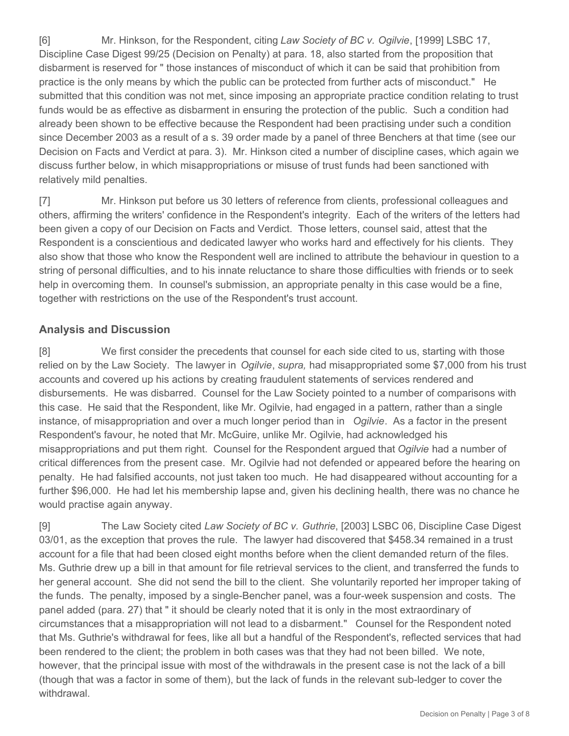[6] Mr. Hinkson, for the Respondent, citing *Law Society of BC v. Ogilvie*, [1999] LSBC 17, Discipline Case Digest 99/25 (Decision on Penalty) at para. 18, also started from the proposition that disbarment is reserved for " those instances of misconduct of which it can be said that prohibition from practice is the only means by which the public can be protected from further acts of misconduct." He submitted that this condition was not met, since imposing an appropriate practice condition relating to trust funds would be as effective as disbarment in ensuring the protection of the public. Such a condition had already been shown to be effective because the Respondent had been practising under such a condition since December 2003 as a result of a s. 39 order made by a panel of three Benchers at that time (see our Decision on Facts and Verdict at para. 3). Mr. Hinkson cited a number of discipline cases, which again we discuss further below, in which misappropriations or misuse of trust funds had been sanctioned with relatively mild penalties.

[7] Mr. Hinkson put before us 30 letters of reference from clients, professional colleagues and others, affirming the writers' confidence in the Respondent's integrity. Each of the writers of the letters had been given a copy of our Decision on Facts and Verdict. Those letters, counsel said, attest that the Respondent is a conscientious and dedicated lawyer who works hard and effectively for his clients. They also show that those who know the Respondent well are inclined to attribute the behaviour in question to a string of personal difficulties, and to his innate reluctance to share those difficulties with friends or to seek help in overcoming them. In counsel's submission, an appropriate penalty in this case would be a fine, together with restrictions on the use of the Respondent's trust account.

## Analysis and Discussion

[8] We first consider the precedents that counsel for each side cited to us, starting with those relied on by the Law Society. The lawyer in *Ogilvie*, *supra,* had misappropriated some $7,000 from his trust accounts and covered up his actions by creating fraudulent statements of services rendered and disbursements. He was disbarred. Counsel for the Law Society pointed to a number of comparisons with this case. He said that the Respondent, like Mr. Ogilvie, had engaged in a pattern, rather than a single instance, of misappropriation and over a much longer period than in *Ogilvie*. As a factor in the present Respondent's favour, he noted that Mr. McGuire, unlike Mr. Ogilvie, had acknowledged his misappropriations and put them right. Counsel for the Respondent argued that *Ogilvie* had a number of critical differences from the present case. Mr. Ogilvie had not defended or appeared before the hearing on penalty. He had falsified accounts, not just taken too much. He had disappeared without accounting for a further $96,000. He had let his membership lapse and, given his declining health, there was no chance he would practise again anyway.

[9] The Law Society cited *Law Society of BC v. Guthrie*, [2003] LSBC 06, Discipline Case Digest 03/01, as the exception that proves the rule. The lawyer had discovered that $458.34 remained in a trust account for a file that had been closed eight months before when the client demanded return of the files. Ms. Guthrie drew up a bill in that amount for file retrieval services to the client, and transferred the funds to her general account. She did not send the bill to the client. She voluntarily reported her improper taking of the funds. The penalty, imposed by a single-Bencher panel, was a four-week suspension and costs. The panel added (para. 27) that " it should be clearly noted that it is only in the most extraordinary of circumstances that a misappropriation will not lead to a disbarment." Counsel for the Respondent noted that Ms. Guthrie's withdrawal for fees, like all but a handful of the Respondent's, reflected services that had been rendered to the client; the problem in both cases was that they had not been billed. We note, however, that the principal issue with most of the withdrawals in the present case is not the lack of a bill (though that was a factor in some of them), but the lack of funds in the relevant sub-ledger to cover the withdrawal.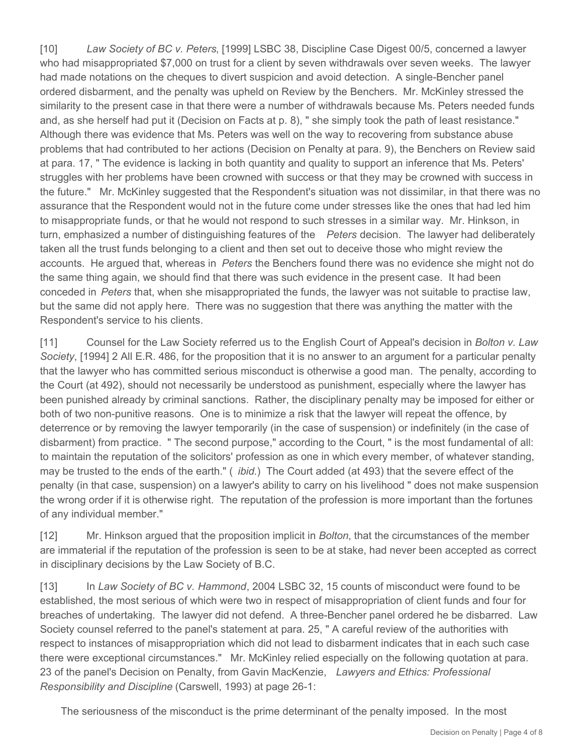[10] *Law Society of BC v. Peters*, [1999] LSBC 38, Discipline Case Digest 00/5, concerned a lawyer who had misappropriated $7,000 on trust for a client by seven withdrawals over seven weeks. The lawyer had made notations on the cheques to divert suspicion and avoid detection. A single-Bencher panel ordered disbarment, and the penalty was upheld on Review by the Benchers. Mr. McKinley stressed the similarity to the present case in that there were a number of withdrawals because Ms. Peters needed funds and, as she herself had put it (Decision on Facts at p. 8), " she simply took the path of least resistance." Although there was evidence that Ms. Peters was well on the way to recovering from substance abuse problems that had contributed to her actions (Decision on Penalty at para. 9), the Benchers on Review said at para. 17, " The evidence is lacking in both quantity and quality to support an inference that Ms. Peters' struggles with her problems have been crowned with success or that they may be crowned with success in the future." Mr. McKinley suggested that the Respondent's situation was not dissimilar, in that there was no assurance that the Respondent would not in the future come under stresses like the ones that had led him to misappropriate funds, or that he would not respond to such stresses in a similar way. Mr. Hinkson, in turn, emphasized a number of distinguishing features of the *Peters* decision. The lawyer had deliberately taken all the trust funds belonging to a client and then set out to deceive those who might review the accounts. He argued that, whereas in *Peters* the Benchers found there was no evidence she might not do the same thing again, we should find that there was such evidence in the present case. It had been conceded in *Peters* that, when she misappropriated the funds, the lawyer was not suitable to practise law, but the same did not apply here. There was no suggestion that there was anything the matter with the Respondent's service to his clients.

[11] Counsel for the Law Society referred us to the English Court of Appeal's decision in *Bolton v. Law Society*, [1994] 2 All E.R. 486, for the proposition that it is no answer to an argument for a particular penalty that the lawyer who has committed serious misconduct is otherwise a good man. The penalty, according to the Court (at 492), should not necessarily be understood as punishment, especially where the lawyer has been punished already by criminal sanctions. Rather, the disciplinary penalty may be imposed for either or both of two non-punitive reasons. One is to minimize a risk that the lawyer will repeat the offence, by deterrence or by removing the lawyer temporarily (in the case of suspension) or indefinitely (in the case of disbarment) from practice. " The second purpose," according to the Court, " is the most fundamental of all: to maintain the reputation of the solicitors' profession as one in which every member, of whatever standing, may be trusted to the ends of the earth." ( *ibid.*) The Court added (at 493) that the severe effect of the penalty (in that case, suspension) on a lawyer's ability to carry on his livelihood " does not make suspension the wrong order if it is otherwise right. The reputation of the profession is more important than the fortunes of any individual member."

[12] Mr. Hinkson argued that the proposition implicit in *Bolton*, that the circumstances of the member are immaterial if the reputation of the profession is seen to be at stake, had never been accepted as correct in disciplinary decisions by the Law Society of B.C.

[13] In *Law Society of BC v. Hammond*, 2004 LSBC 32, 15 counts of misconduct were found to be established, the most serious of which were two in respect of misappropriation of client funds and four for breaches of undertaking. The lawyer did not defend. A three-Bencher panel ordered he be disbarred. Law Society counsel referred to the panel's statement at para. 25, " A careful review of the authorities with respect to instances of misappropriation which did not lead to disbarment indicates that in each such case there were exceptional circumstances." Mr. McKinley relied especially on the following quotation at para. 23 of the panel's Decision on Penalty, from Gavin MacKenzie, *Lawyers and Ethics: Professional Responsibility and Discipline* (Carswell, 1993) at page 26-1:

> The seriousness of the misconduct is the prime determinant of the penalty imposed. In the most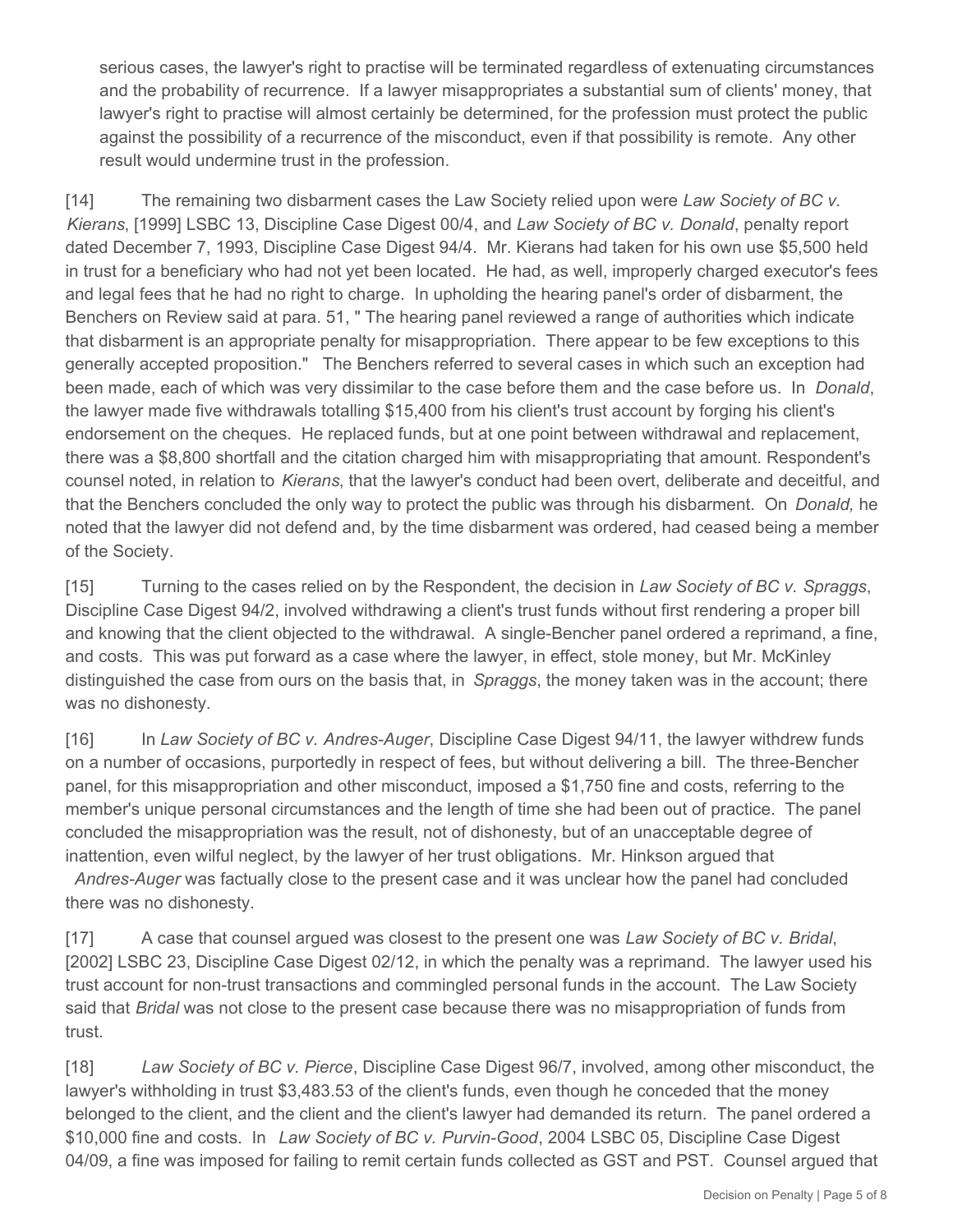serious cases, the lawyer's right to practise will be terminated regardless of extenuating circumstances and the probability of recurrence. If a lawyer misappropriates a substantial sum of clients' money, that lawyer's right to practise will almost certainly be determined, for the profession must protect the public against the possibility of a recurrence of the misconduct, even if that possibility is remote. Any other result would undermine trust in the profession.

[14] The remaining two disbarment cases the Law Society relied upon were *Law Society of BC v. Kierans*, [1999] LSBC 13, Discipline Case Digest 00/4, and *Law Society of BC v. Donald*, penalty report dated December 7, 1993, Discipline Case Digest 94/4. Mr. Kierans had taken for his own use $5,500 held in trust for a beneficiary who had not yet been located. He had, as well, improperly charged executor's fees and legal fees that he had no right to charge. In upholding the hearing panel's order of disbarment, the Benchers on Review said at para. 51, " The hearing panel reviewed a range of authorities which indicate that disbarment is an appropriate penalty for misappropriation. There appear to be few exceptions to this generally accepted proposition." The Benchers referred to several cases in which such an exception had been made, each of which was very dissimilar to the case before them and the case before us. In *Donald*, the lawyer made five withdrawals totalling $15,400 from his client's trust account by forging his client's endorsement on the cheques. He replaced funds, but at one point between withdrawal and replacement, there was a $8,800 shortfall and the citation charged him with misappropriating that amount. Respondent's counsel noted, in relation to *Kierans*, that the lawyer's conduct had been overt, deliberate and deceitful, and that the Benchers concluded the only way to protect the public was through his disbarment. On *Donald,* he noted that the lawyer did not defend and, by the time disbarment was ordered, had ceased being a member of the Society.

[15] Turning to the cases relied on by the Respondent, the decision in *Law Society of BC v. Spraggs*, Discipline Case Digest 94/2, involved withdrawing a client's trust funds without first rendering a proper bill and knowing that the client objected to the withdrawal. A single-Bencher panel ordered a reprimand, a fine, and costs. This was put forward as a case where the lawyer, in effect, stole money, but Mr. McKinley distinguished the case from ours on the basis that, in *Spraggs*, the money taken was in the account; there was no dishonesty.

[16] In *Law Society of BC v. Andres-Auger*, Discipline Case Digest 94/11, the lawyer withdrew funds on a number of occasions, purportedly in respect of fees, but without delivering a bill. The three-Bencher panel, for this misappropriation and other misconduct, imposed a $1,750 fine and costs, referring to the member's unique personal circumstances and the length of time she had been out of practice. The panel concluded the misappropriation was the result, not of dishonesty, but of an unacceptable degree of inattention, even wilful neglect, by the lawyer of her trust obligations. Mr. Hinkson argued that *Andres-Auger* was factually close to the present case and it was unclear how the panel had concluded there was no dishonesty.

[17] A case that counsel argued was closest to the present one was *Law Society of BC v. Bridal*, [2002] LSBC 23, Discipline Case Digest 02/12, in which the penalty was a reprimand. The lawyer used his trust account for non-trust transactions and commingled personal funds in the account. The Law Society said that *Bridal* was not close to the present case because there was no misappropriation of funds from trust.

[18] *Law Society of BC v. Pierce*, Discipline Case Digest 96/7, involved, among other misconduct, the lawyer's withholding in trust $3,483.53 of the client's funds, even though he conceded that the money belonged to the client, and the client and the client's lawyer had demanded its return. The panel ordered a $10,000 fine and costs. In *Law Society of BC v. Purvin-Good*, 2004 LSBC 05, Discipline Case Digest 04/09, a fine was imposed for failing to remit certain funds collected as GST and PST. Counsel argued that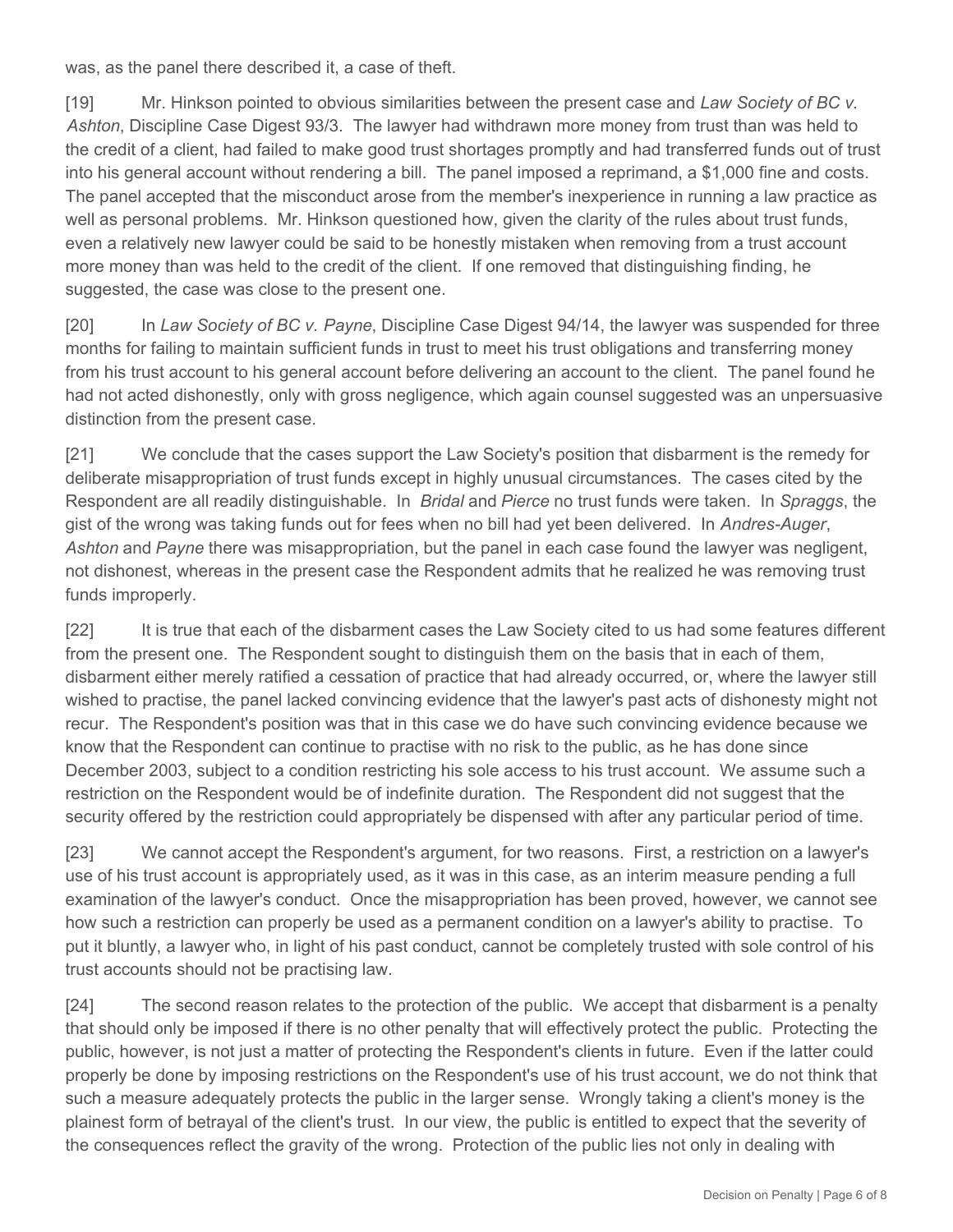was, as the panel there described it, a case of theft.

[19] Mr. Hinkson pointed to obvious similarities between the present case and *Law Society of BC v. Ashton*, Discipline Case Digest 93/3. The lawyer had withdrawn more money from trust than was held to the credit of a client, had failed to make good trust shortages promptly and had transferred funds out of trust into his general account without rendering a bill. The panel imposed a reprimand, a $1,000 fine and costs. The panel accepted that the misconduct arose from the member's inexperience in running a law practice as well as personal problems. Mr. Hinkson questioned how, given the clarity of the rules about trust funds, even a relatively new lawyer could be said to be honestly mistaken when removing from a trust account more money than was held to the credit of the client. If one removed that distinguishing finding, he suggested, the case was close to the present one.

[20] In *Law Society of BC v. Payne*, Discipline Case Digest 94/14, the lawyer was suspended for three months for failing to maintain sufficient funds in trust to meet his trust obligations and transferring money from his trust account to his general account before delivering an account to the client. The panel found he had not acted dishonestly, only with gross negligence, which again counsel suggested was an unpersuasive distinction from the present case.

[21] We conclude that the cases support the Law Society's position that disbarment is the remedy for deliberate misappropriation of trust funds except in highly unusual circumstances. The cases cited by the Respondent are all readily distinguishable. In *Bridal* and *Pierce* no trust funds were taken. In *Spraggs*, the gist of the wrong was taking funds out for fees when no bill had yet been delivered. In *Andres-Auger*, *Ashton* and *Payne* there was misappropriation, but the panel in each case found the lawyer was negligent, not dishonest, whereas in the present case the Respondent admits that he realized he was removing trust funds improperly.

[22] It is true that each of the disbarment cases the Law Society cited to us had some features different from the present one. The Respondent sought to distinguish them on the basis that in each of them, disbarment either merely ratified a cessation of practice that had already occurred, or, where the lawyer still wished to practise, the panel lacked convincing evidence that the lawyer's past acts of dishonesty might not recur. The Respondent's position was that in this case we do have such convincing evidence because we know that the Respondent can continue to practise with no risk to the public, as he has done since December 2003, subject to a condition restricting his sole access to his trust account. We assume such a restriction on the Respondent would be of indefinite duration. The Respondent did not suggest that the security offered by the restriction could appropriately be dispensed with after any particular period of time.

[23] We cannot accept the Respondent's argument, for two reasons. First, a restriction on a lawyer's use of his trust account is appropriately used, as it was in this case, as an interim measure pending a full examination of the lawyer's conduct. Once the misappropriation has been proved, however, we cannot see how such a restriction can properly be used as a permanent condition on a lawyer's ability to practise. To put it bluntly, a lawyer who, in light of his past conduct, cannot be completely trusted with sole control of his trust accounts should not be practising law.

[24] The second reason relates to the protection of the public. We accept that disbarment is a penalty that should only be imposed if there is no other penalty that will effectively protect the public. Protecting the public, however, is not just a matter of protecting the Respondent's clients in future. Even if the latter could properly be done by imposing restrictions on the Respondent's use of his trust account, we do not think that such a measure adequately protects the public in the larger sense. Wrongly taking a client's money is the plainest form of betrayal of the client's trust. In our view, the public is entitled to expect that the severity of the consequences reflect the gravity of the wrong. Protection of the public lies not only in dealing with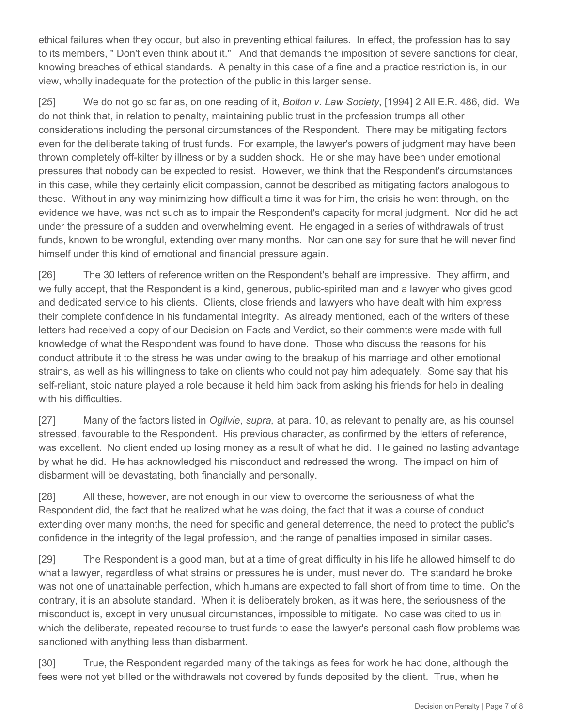ethical failures when they occur, but also in preventing ethical failures. In effect, the profession has to say to its members, " Don't even think about it." And that demands the imposition of severe sanctions for clear, knowing breaches of ethical standards. A penalty in this case of a fine and a practice restriction is, in our view, wholly inadequate for the protection of the public in this larger sense.

[25] We do not go so far as, on one reading of it, *Bolton v. Law Society*, [1994] 2 All E.R. 486, did. We do not think that, in relation to penalty, maintaining public trust in the profession trumps all other considerations including the personal circumstances of the Respondent. There may be mitigating factors even for the deliberate taking of trust funds. For example, the lawyer's powers of judgment may have been thrown completely off-kilter by illness or by a sudden shock. He or she may have been under emotional pressures that nobody can be expected to resist. However, we think that the Respondent's circumstances in this case, while they certainly elicit compassion, cannot be described as mitigating factors analogous to these. Without in any way minimizing how difficult a time it was for him, the crisis he went through, on the evidence we have, was not such as to impair the Respondent's capacity for moral judgment. Nor did he act under the pressure of a sudden and overwhelming event. He engaged in a series of withdrawals of trust funds, known to be wrongful, extending over many months. Nor can one say for sure that he will never find himself under this kind of emotional and financial pressure again.

[26] The 30 letters of reference written on the Respondent's behalf are impressive. They affirm, and we fully accept, that the Respondent is a kind, generous, public-spirited man and a lawyer who gives good and dedicated service to his clients. Clients, close friends and lawyers who have dealt with him express their complete confidence in his fundamental integrity. As already mentioned, each of the writers of these letters had received a copy of our Decision on Facts and Verdict, so their comments were made with full knowledge of what the Respondent was found to have done. Those who discuss the reasons for his conduct attribute it to the stress he was under owing to the breakup of his marriage and other emotional strains, as well as his willingness to take on clients who could not pay him adequately. Some say that his self-reliant, stoic nature played a role because it held him back from asking his friends for help in dealing with his difficulties.

[27] Many of the factors listed in *Ogilvie*, *supra,* at para. 10, as relevant to penalty are, as his counsel stressed, favourable to the Respondent. His previous character, as confirmed by the letters of reference, was excellent. No client ended up losing money as a result of what he did. He gained no lasting advantage by what he did. He has acknowledged his misconduct and redressed the wrong. The impact on him of disbarment will be devastating, both financially and personally.

[28] All these, however, are not enough in our view to overcome the seriousness of what the Respondent did, the fact that he realized what he was doing, the fact that it was a course of conduct extending over many months, the need for specific and general deterrence, the need to protect the public's confidence in the integrity of the legal profession, and the range of penalties imposed in similar cases.

[29] The Respondent is a good man, but at a time of great difficulty in his life he allowed himself to do what a lawyer, regardless of what strains or pressures he is under, must never do. The standard he broke was not one of unattainable perfection, which humans are expected to fall short of from time to time. On the contrary, it is an absolute standard. When it is deliberately broken, as it was here, the seriousness of the misconduct is, except in very unusual circumstances, impossible to mitigate. No case was cited to us in which the deliberate, repeated recourse to trust funds to ease the lawyer's personal cash flow problems was sanctioned with anything less than disbarment.

[30] True, the Respondent regarded many of the takings as fees for work he had done, although the fees were not yet billed or the withdrawals not covered by funds deposited by the client. True, when he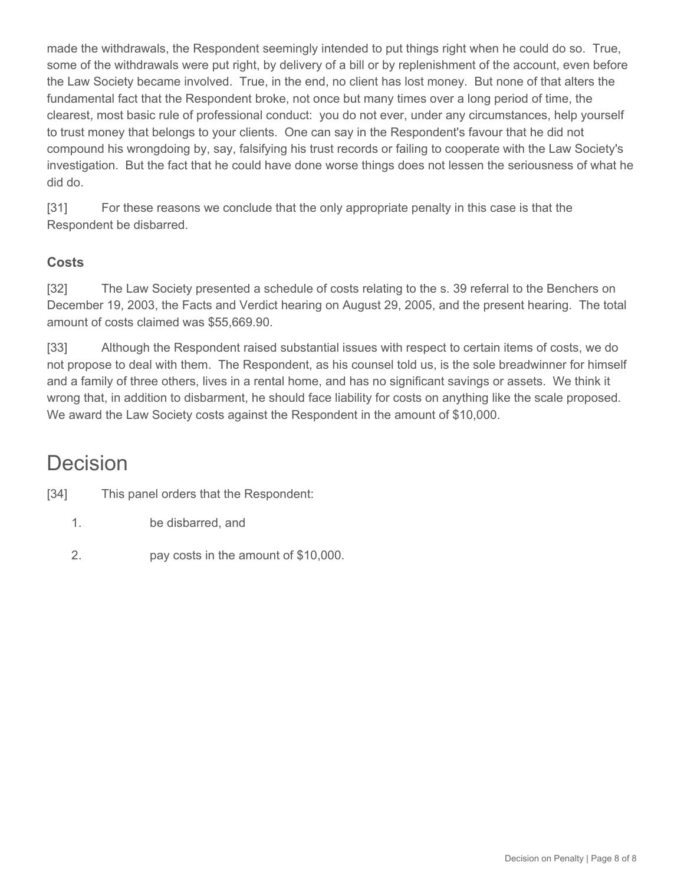made the withdrawals, the Respondent seemingly intended to put things right when he could do so. True, some of the withdrawals were put right, by delivery of a bill or by replenishment of the account, even before the Law Society became involved. True, in the end, no client has lost money. But none of that alters the fundamental fact that the Respondent broke, not once but many times over a long period of time, the clearest, most basic rule of professional conduct: you do not ever, under any circumstances, help yourself to trust money that belongs to your clients. One can say in the Respondent's favour that he did not compound his wrongdoing by, say, falsifying his trust records or failing to cooperate with the Law Society's investigation. But the fact that he could have done worse things does not lessen the seriousness of what he did do.

[31] For these reasons we conclude that the only appropriate penalty in this case is that the Respondent be disbarred.

### Costs

[32] The Law Society presented a schedule of costs relating to the s. 39 referral to the Benchers on December 19, 2003, the Facts and Verdict hearing on August 29, 2005, and the present hearing. The total amount of costs claimed was $55,669.90.

[33] Although the Respondent raised substantial issues with respect to certain items of costs, we do not propose to deal with them. The Respondent, as his counsel told us, is the sole breadwinner for himself and a family of three others, lives in a rental home, and has no significant savings or assets. We think it wrong that, in addition to disbarment, he should face liability for costs on anything like the scale proposed. We award the Law Society costs against the Respondent in the amount of $10,000.

## Decision

[34] This panel orders that the Respondent:

1. be disbarred, and
2. pay costs in the amount of $10,000.